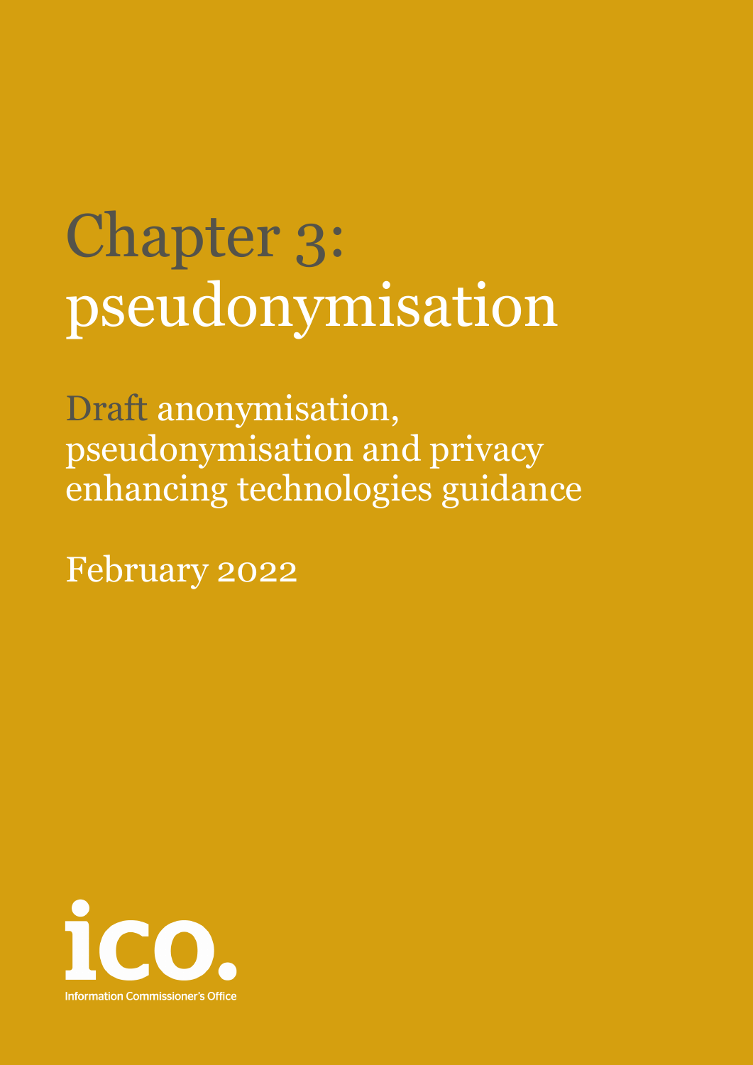# Chapter 3: pseudonymisation

Draft anonymisation, pseudonymisation and privacy enhancing technologies guidance

February 2022

ico.

Information Commissioner's Office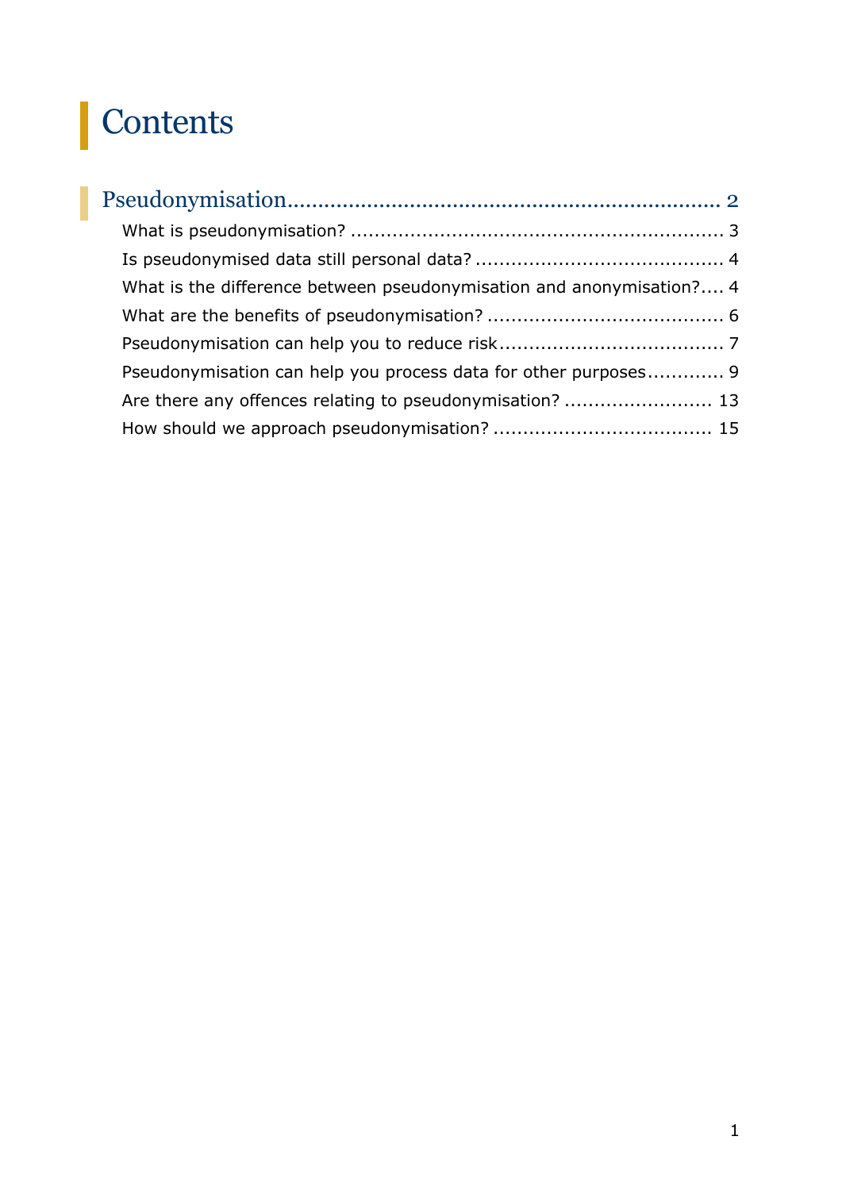# Contents

Pseudonymisation ..................................................................... 2

What is pseudonymisation? ............................................................... 3

Is pseudonymised data still personal data? .......................................... 4

What is the difference between pseudonymisation and anonymisation? .... 4

What are the benefits of pseudonymisation? ........................................ 6

Pseudonymisation can help you to reduce risk ...................................... 7

Pseudonymisation can help you process data for other purposes ............. 9

Are there any offences relating to pseudonymisation? ......................... 13

How should we approach pseudonymisation? ..................................... 15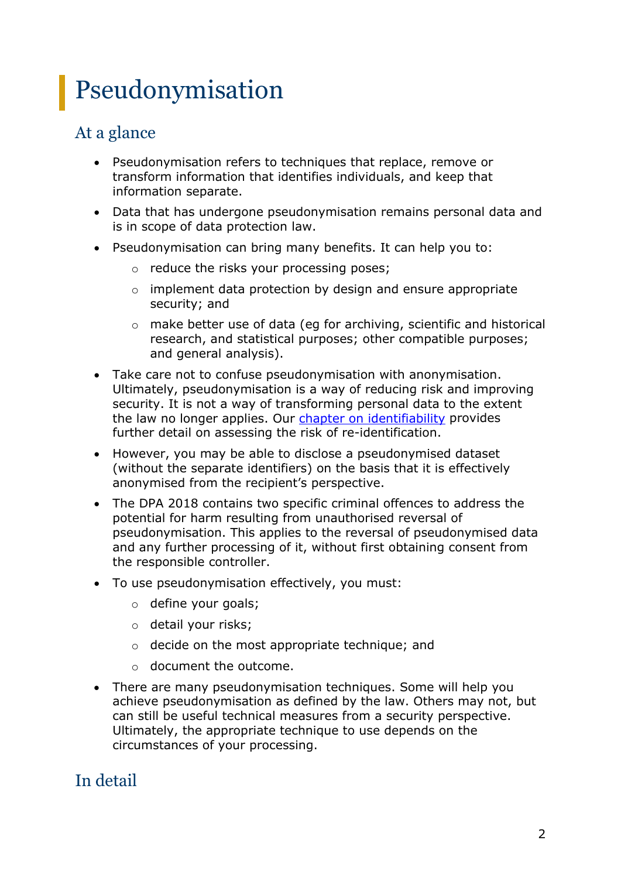# Pseudonymisation

## At a glance

- Pseudonymisation refers to techniques that replace, remove or transform information that identifies individuals, and keep that information separate.
- Data that has undergone pseudonymisation remains personal data and is in scope of data protection law.
- Pseudonymisation can bring many benefits. It can help you to:
    - reduce the risks your processing poses;
    - implement data protection by design and ensure appropriate security; and
    - make better use of data (eg for archiving, scientific and historical research, and statistical purposes; other compatible purposes; and general analysis).
- Take care not to confuse pseudonymisation with anonymisation. Ultimately, pseudonymisation is a way of reducing risk and improving security. It is not a way of transforming personal data to the extent the law no longer applies. Our chapter on identifiability provides further detail on assessing the risk of re-identification.
- However, you may be able to disclose a pseudonymised dataset (without the separate identifiers) on the basis that it is effectively anonymised from the recipient's perspective.
- The DPA 2018 contains two specific criminal offences to address the potential for harm resulting from unauthorised reversal of pseudonymisation. This applies to the reversal of pseudonymised data and any further processing of it, without first obtaining consent from the responsible controller.
- To use pseudonymisation effectively, you must:
    - define your goals;
    - detail your risks;
    - decide on the most appropriate technique; and
    - document the outcome.
- There are many pseudonymisation techniques. Some will help you achieve pseudonymisation as defined by the law. Others may not, but can still be useful technical measures from a security perspective. Ultimately, the appropriate technique to use depends on the circumstances of your processing.

## In detail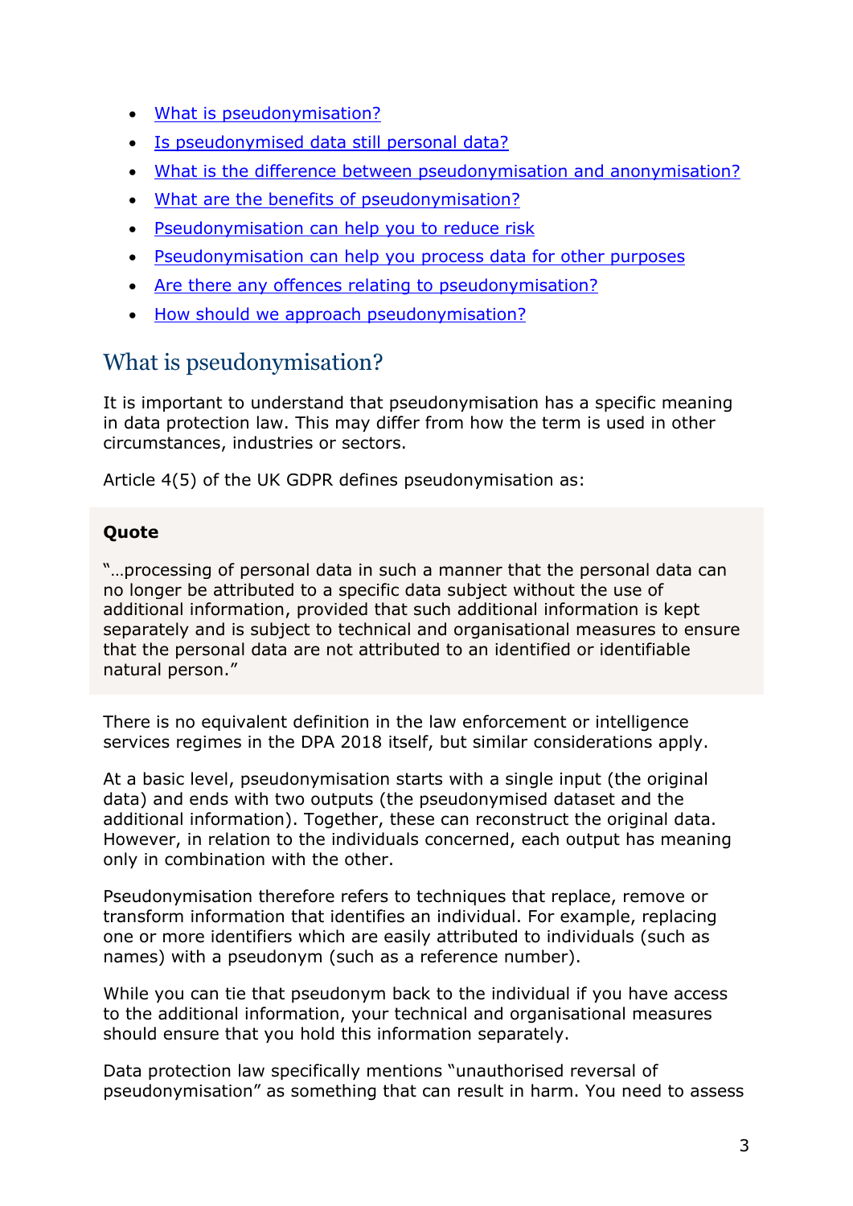- [What is pseudonymisation?]
- [Is pseudonymised data still personal data?]
- [What is the difference between pseudonymisation and anonymisation?]
- [What are the benefits of pseudonymisation?]
- [Pseudonymisation can help you to reduce risk]
- [Pseudonymisation can help you process data for other purposes]
- [Are there any offences relating to pseudonymisation?]
- [How should we approach pseudonymisation?]

## What is pseudonymisation?

It is important to understand that pseudonymisation has a specific meaning in data protection law. This may differ from how the term is used in other circumstances, industries or sectors.

Article 4(5) of the UK GDPR defines pseudonymisation as:

> **Quote**
>
> "…processing of personal data in such a manner that the personal data can no longer be attributed to a specific data subject without the use of additional information, provided that such additional information is kept separately and is subject to technical and organisational measures to ensure that the personal data are not attributed to an identified or identifiable natural person."

There is no equivalent definition in the law enforcement or intelligence services regimes in the DPA 2018 itself, but similar considerations apply.

At a basic level, pseudonymisation starts with a single input (the original data) and ends with two outputs (the pseudonymised dataset and the additional information). Together, these can reconstruct the original data. However, in relation to the individuals concerned, each output has meaning only in combination with the other.

Pseudonymisation therefore refers to techniques that replace, remove or transform information that identifies an individual. For example, replacing one or more identifiers which are easily attributed to individuals (such as names) with a pseudonym (such as a reference number).

While you can tie that pseudonym back to the individual if you have access to the additional information, your technical and organisational measures should ensure that you hold this information separately.

Data protection law specifically mentions "unauthorised reversal of pseudonymisation" as something that can result in harm. You need to assess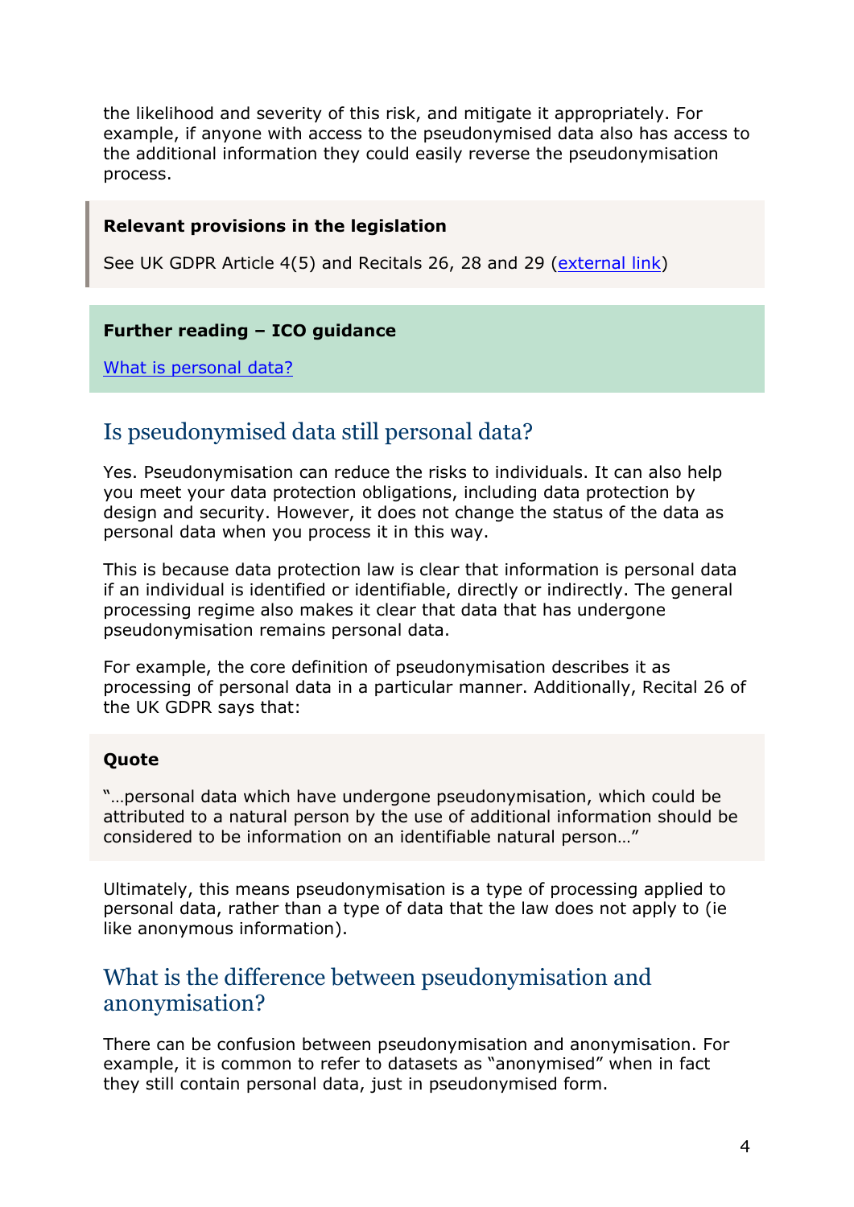the likelihood and severity of this risk, and mitigate it appropriately. For example, if anyone with access to the pseudonymised data also has access to the additional information they could easily reverse the pseudonymisation process.

> **Relevant provisions in the legislation**
>
> See UK GDPR Article 4(5) and Recitals 26, 28 and 29 ([external link](#))

> **Further reading – ICO guidance**
>
> [What is personal data?](#)

## Is pseudonymised data still personal data?

Yes. Pseudonymisation can reduce the risks to individuals. It can also help you meet your data protection obligations, including data protection by design and security. However, it does not change the status of the data as personal data when you process it in this way.

This is because data protection law is clear that information is personal data if an individual is identified or identifiable, directly or indirectly. The general processing regime also makes it clear that data that has undergone pseudonymisation remains personal data.

For example, the core definition of pseudonymisation describes it as processing of personal data in a particular manner. Additionally, Recital 26 of the UK GDPR says that:

> **Quote**
>
> "…personal data which have undergone pseudonymisation, which could be attributed to a natural person by the use of additional information should be considered to be information on an identifiable natural person…"

Ultimately, this means pseudonymisation is a type of processing applied to personal data, rather than a type of data that the law does not apply to (ie like anonymous information).

## What is the difference between pseudonymisation and anonymisation?

There can be confusion between pseudonymisation and anonymisation. For example, it is common to refer to datasets as "anonymised" when in fact they still contain personal data, just in pseudonymised form.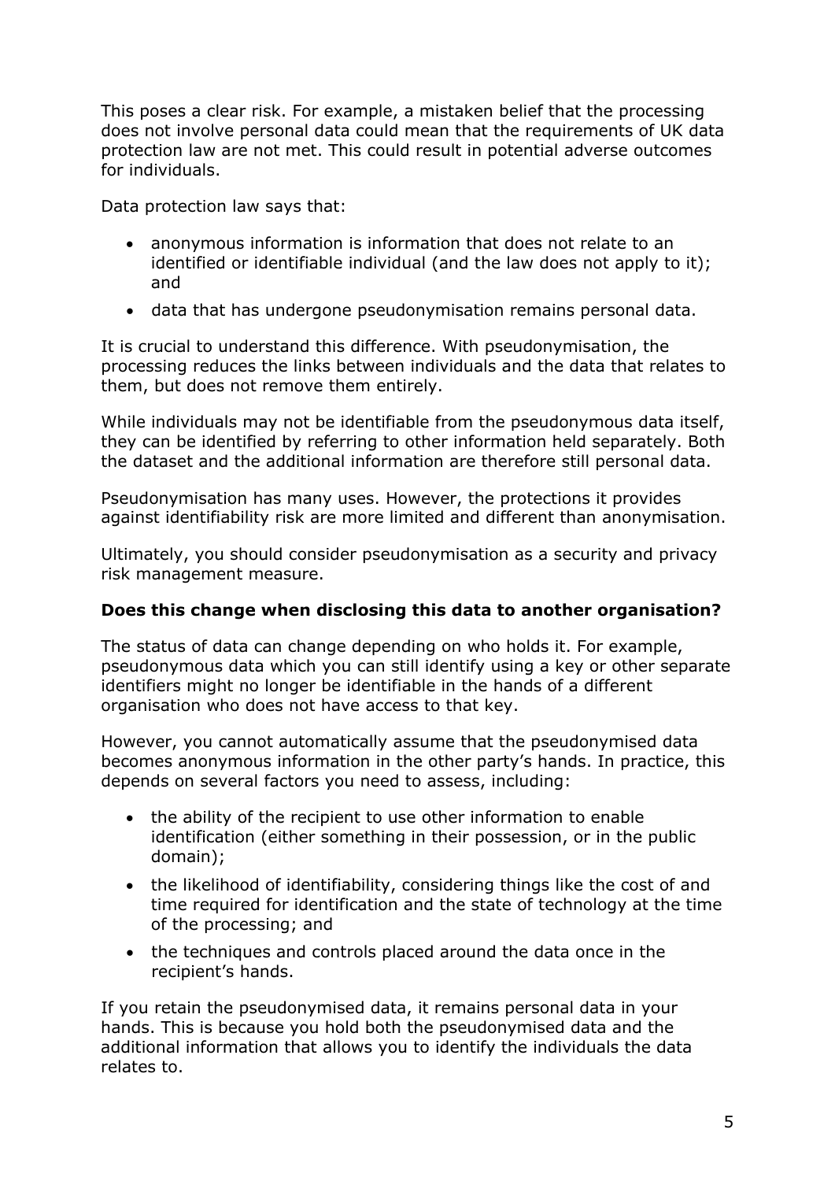This poses a clear risk. For example, a mistaken belief that the processing does not involve personal data could mean that the requirements of UK data protection law are not met. This could result in potential adverse outcomes for individuals.

Data protection law says that:

- anonymous information is information that does not relate to an identified or identifiable individual (and the law does not apply to it); and
- data that has undergone pseudonymisation remains personal data.

It is crucial to understand this difference. With pseudonymisation, the processing reduces the links between individuals and the data that relates to them, but does not remove them entirely.

While individuals may not be identifiable from the pseudonymous data itself, they can be identified by referring to other information held separately. Both the dataset and the additional information are therefore still personal data.

Pseudonymisation has many uses. However, the protections it provides against identifiability risk are more limited and different than anonymisation.

Ultimately, you should consider pseudonymisation as a security and privacy risk management measure.

**Does this change when disclosing this data to another organisation?**

The status of data can change depending on who holds it. For example, pseudonymous data which you can still identify using a key or other separate identifiers might no longer be identifiable in the hands of a different organisation who does not have access to that key.

However, you cannot automatically assume that the pseudonymised data becomes anonymous information in the other party's hands. In practice, this depends on several factors you need to assess, including:

- the ability of the recipient to use other information to enable identification (either something in their possession, or in the public domain);
- the likelihood of identifiability, considering things like the cost of and time required for identification and the state of technology at the time of the processing; and
- the techniques and controls placed around the data once in the recipient's hands.

If you retain the pseudonymised data, it remains personal data in your hands. This is because you hold both the pseudonymised data and the additional information that allows you to identify the individuals the data relates to.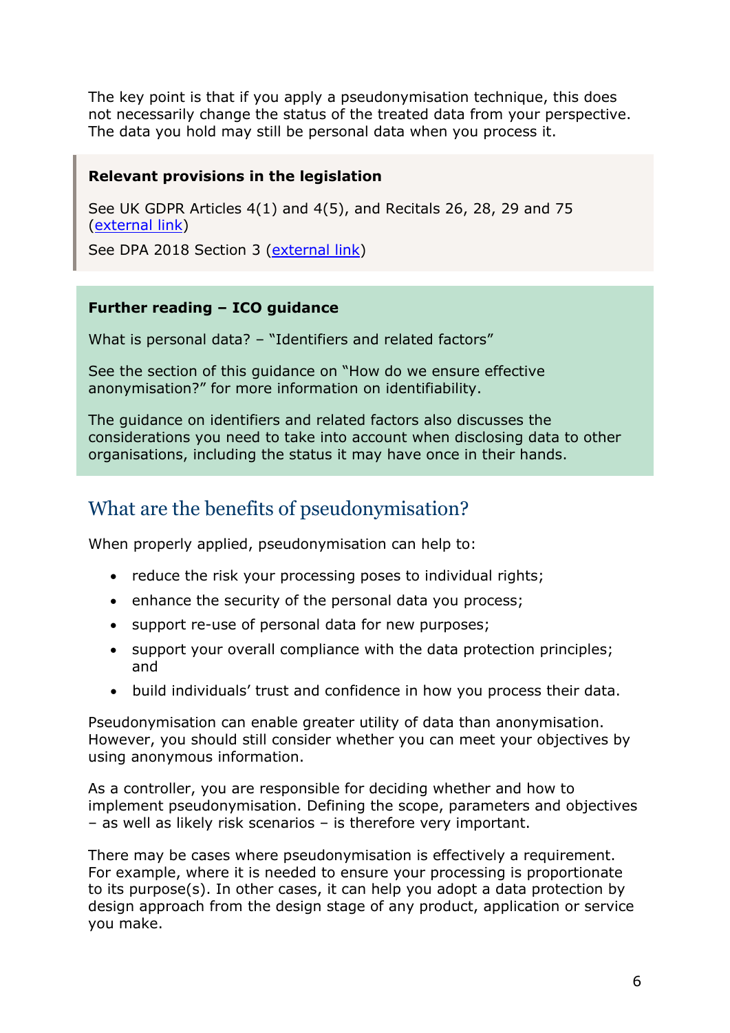The key point is that if you apply a pseudonymisation technique, this does not necessarily change the status of the treated data from your perspective. The data you hold may still be personal data when you process it.

**Relevant provisions in the legislation**

See UK GDPR Articles 4(1) and 4(5), and Recitals 26, 28, 29 and 75 (external link)

See DPA 2018 Section 3 (external link)

**Further reading – ICO guidance**

What is personal data? – “Identifiers and related factors”

See the section of this guidance on “How do we ensure effective anonymisation?” for more information on identifiability.

The guidance on identifiers and related factors also discusses the considerations you need to take into account when disclosing data to other organisations, including the status it may have once in their hands.

## What are the benefits of pseudonymisation?

When properly applied, pseudonymisation can help to:

- reduce the risk your processing poses to individual rights;
- enhance the security of the personal data you process;
- support re-use of personal data for new purposes;
- support your overall compliance with the data protection principles; and
- build individuals’ trust and confidence in how you process their data.

Pseudonymisation can enable greater utility of data than anonymisation. However, you should still consider whether you can meet your objectives by using anonymous information.

As a controller, you are responsible for deciding whether and how to implement pseudonymisation. Defining the scope, parameters and objectives – as well as likely risk scenarios – is therefore very important.

There may be cases where pseudonymisation is effectively a requirement. For example, where it is needed to ensure your processing is proportionate to its purpose(s). In other cases, it can help you adopt a data protection by design approach from the design stage of any product, application or service you make.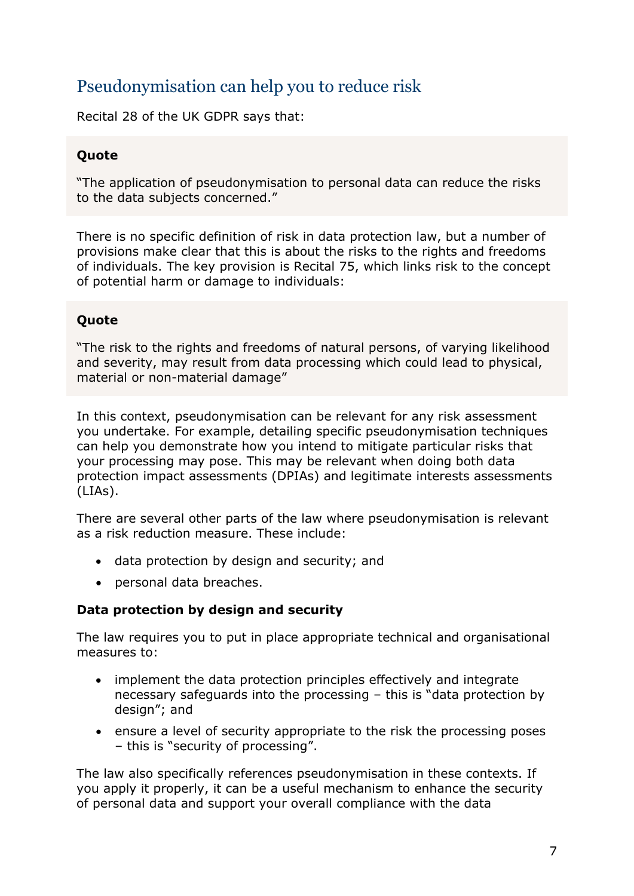## Pseudonymisation can help you to reduce risk

Recital 28 of the UK GDPR says that:

> **Quote**
>
> "The application of pseudonymisation to personal data can reduce the risks to the data subjects concerned."

There is no specific definition of risk in data protection law, but a number of provisions make clear that this is about the risks to the rights and freedoms of individuals. The key provision is Recital 75, which links risk to the concept of potential harm or damage to individuals:

> **Quote**
>
> "The risk to the rights and freedoms of natural persons, of varying likelihood and severity, may result from data processing which could lead to physical, material or non-material damage"

In this context, pseudonymisation can be relevant for any risk assessment you undertake. For example, detailing specific pseudonymisation techniques can help you demonstrate how you intend to mitigate particular risks that your processing may pose. This may be relevant when doing both data protection impact assessments (DPIAs) and legitimate interests assessments (LIAs).

There are several other parts of the law where pseudonymisation is relevant as a risk reduction measure. These include:

- data protection by design and security; and
- personal data breaches.

**Data protection by design and security**

The law requires you to put in place appropriate technical and organisational measures to:

- implement the data protection principles effectively and integrate necessary safeguards into the processing – this is "data protection by design"; and
- ensure a level of security appropriate to the risk the processing poses – this is "security of processing".

The law also specifically references pseudonymisation in these contexts. If you apply it properly, it can be a useful mechanism to enhance the security of personal data and support your overall compliance with the data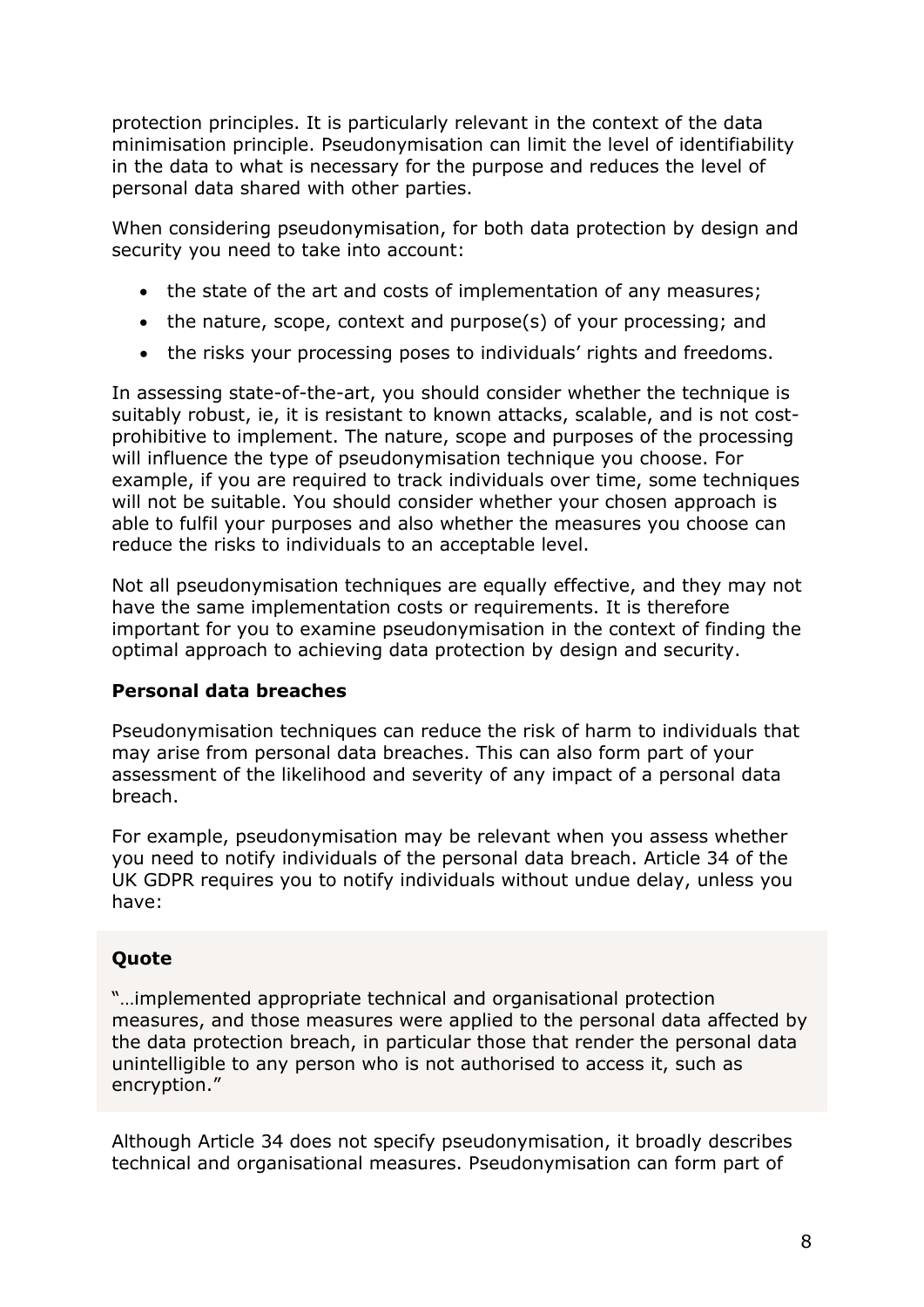protection principles. It is particularly relevant in the context of the data minimisation principle. Pseudonymisation can limit the level of identifiability in the data to what is necessary for the purpose and reduces the level of personal data shared with other parties.

When considering pseudonymisation, for both data protection by design and security you need to take into account:

- the state of the art and costs of implementation of any measures;
- the nature, scope, context and purpose(s) of your processing; and
- the risks your processing poses to individuals' rights and freedoms.

In assessing state-of-the-art, you should consider whether the technique is suitably robust, ie, it is resistant to known attacks, scalable, and is not cost-prohibitive to implement. The nature, scope and purposes of the processing will influence the type of pseudonymisation technique you choose. For example, if you are required to track individuals over time, some techniques will not be suitable. You should consider whether your chosen approach is able to fulfil your purposes and also whether the measures you choose can reduce the risks to individuals to an acceptable level.

Not all pseudonymisation techniques are equally effective, and they may not have the same implementation costs or requirements. It is therefore important for you to examine pseudonymisation in the context of finding the optimal approach to achieving data protection by design and security.

**Personal data breaches**

Pseudonymisation techniques can reduce the risk of harm to individuals that may arise from personal data breaches. This can also form part of your assessment of the likelihood and severity of any impact of a personal data breach.

For example, pseudonymisation may be relevant when you assess whether you need to notify individuals of the personal data breach. Article 34 of the UK GDPR requires you to notify individuals without undue delay, unless you have:

> **Quote**
>
> "…implemented appropriate technical and organisational protection measures, and those measures were applied to the personal data affected by the data protection breach, in particular those that render the personal data unintelligible to any person who is not authorised to access it, such as encryption."

Although Article 34 does not specify pseudonymisation, it broadly describes technical and organisational measures. Pseudonymisation can form part of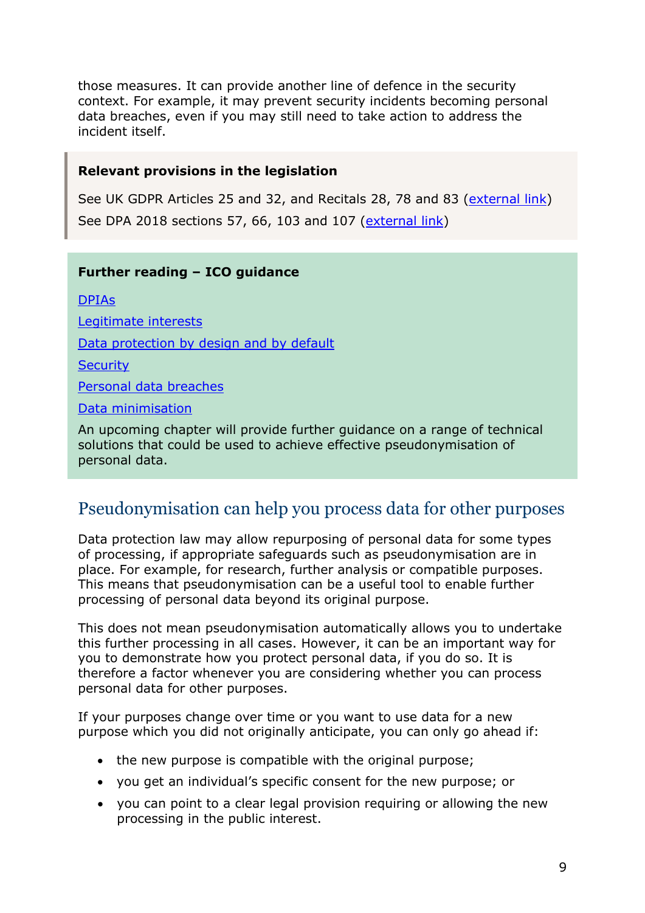those measures. It can provide another line of defence in the security context. For example, it may prevent security incidents becoming personal data breaches, even if you may still need to take action to address the incident itself.

**Relevant provisions in the legislation**

See UK GDPR Articles 25 and 32, and Recitals 28, 78 and 83 (external link)

See DPA 2018 sections 57, 66, 103 and 107 (external link)

**Further reading – ICO guidance**

DPIAs

Legitimate interests

Data protection by design and by default

Security

Personal data breaches

Data minimisation

An upcoming chapter will provide further guidance on a range of technical solutions that could be used to achieve effective pseudonymisation of personal data.

## Pseudonymisation can help you process data for other purposes

Data protection law may allow repurposing of personal data for some types of processing, if appropriate safeguards such as pseudonymisation are in place. For example, for research, further analysis or compatible purposes. This means that pseudonymisation can be a useful tool to enable further processing of personal data beyond its original purpose.

This does not mean pseudonymisation automatically allows you to undertake this further processing in all cases. However, it can be an important way for you to demonstrate how you protect personal data, if you do so. It is therefore a factor whenever you are considering whether you can process personal data for other purposes.

If your purposes change over time or you want to use data for a new purpose which you did not originally anticipate, you can only go ahead if:

- the new purpose is compatible with the original purpose;
- you get an individual's specific consent for the new purpose; or
- you can point to a clear legal provision requiring or allowing the new processing in the public interest.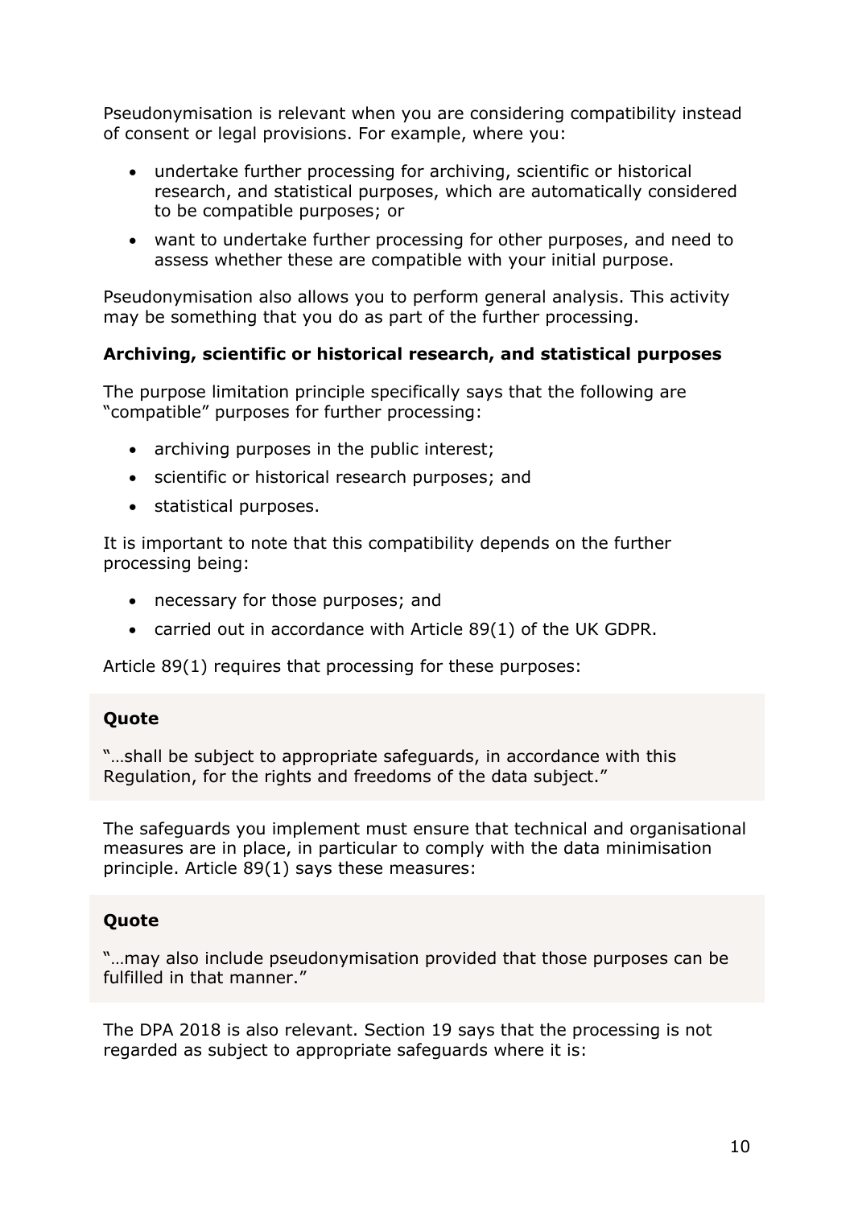Pseudonymisation is relevant when you are considering compatibility instead of consent or legal provisions. For example, where you:

- undertake further processing for archiving, scientific or historical research, and statistical purposes, which are automatically considered to be compatible purposes; or
- want to undertake further processing for other purposes, and need to assess whether these are compatible with your initial purpose.

Pseudonymisation also allows you to perform general analysis. This activity may be something that you do as part of the further processing.

### Archiving, scientific or historical research, and statistical purposes

The purpose limitation principle specifically says that the following are "compatible" purposes for further processing:

- archiving purposes in the public interest;
- scientific or historical research purposes; and
- statistical purposes.

It is important to note that this compatibility depends on the further processing being:

- necessary for those purposes; and
- carried out in accordance with Article 89(1) of the UK GDPR.

Article 89(1) requires that processing for these purposes:

> **Quote**
>
> "…shall be subject to appropriate safeguards, in accordance with this Regulation, for the rights and freedoms of the data subject."

The safeguards you implement must ensure that technical and organisational measures are in place, in particular to comply with the data minimisation principle. Article 89(1) says these measures:

> **Quote**
>
> "…may also include pseudonymisation provided that those purposes can be fulfilled in that manner."

The DPA 2018 is also relevant. Section 19 says that the processing is not regarded as subject to appropriate safeguards where it is: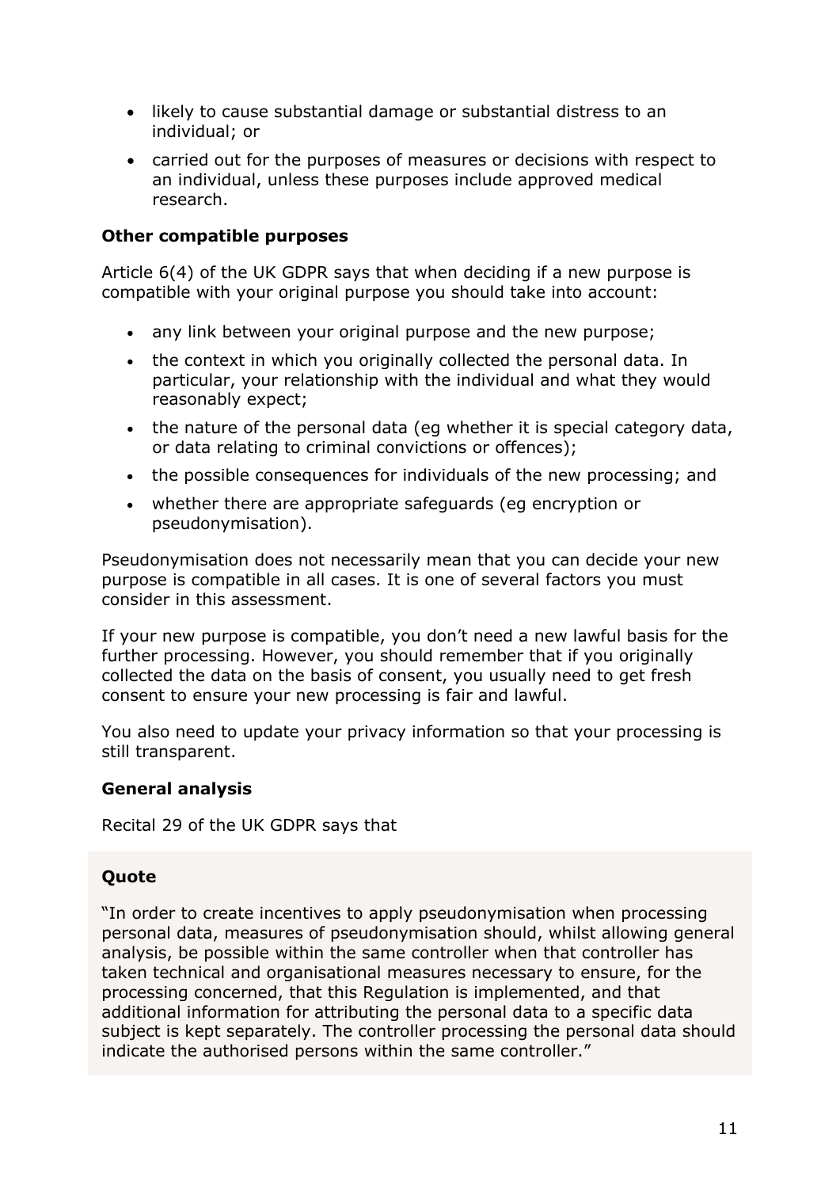- likely to cause substantial damage or substantial distress to an individual; or
- carried out for the purposes of measures or decisions with respect to an individual, unless these purposes include approved medical research.

**Other compatible purposes**

Article 6(4) of the UK GDPR says that when deciding if a new purpose is compatible with your original purpose you should take into account:

- any link between your original purpose and the new purpose;
- the context in which you originally collected the personal data. In particular, your relationship with the individual and what they would reasonably expect;
- the nature of the personal data (eg whether it is special category data, or data relating to criminal convictions or offences);
- the possible consequences for individuals of the new processing; and
- whether there are appropriate safeguards (eg encryption or pseudonymisation).

Pseudonymisation does not necessarily mean that you can decide your new purpose is compatible in all cases. It is one of several factors you must consider in this assessment.

If your new purpose is compatible, you don't need a new lawful basis for the further processing. However, you should remember that if you originally collected the data on the basis of consent, you usually need to get fresh consent to ensure your new processing is fair and lawful.

You also need to update your privacy information so that your processing is still transparent.

**General analysis**

Recital 29 of the UK GDPR says that

> **Quote**
>
> "In order to create incentives to apply pseudonymisation when processing personal data, measures of pseudonymisation should, whilst allowing general analysis, be possible within the same controller when that controller has taken technical and organisational measures necessary to ensure, for the processing concerned, that this Regulation is implemented, and that additional information for attributing the personal data to a specific data subject is kept separately. The controller processing the personal data should indicate the authorised persons within the same controller."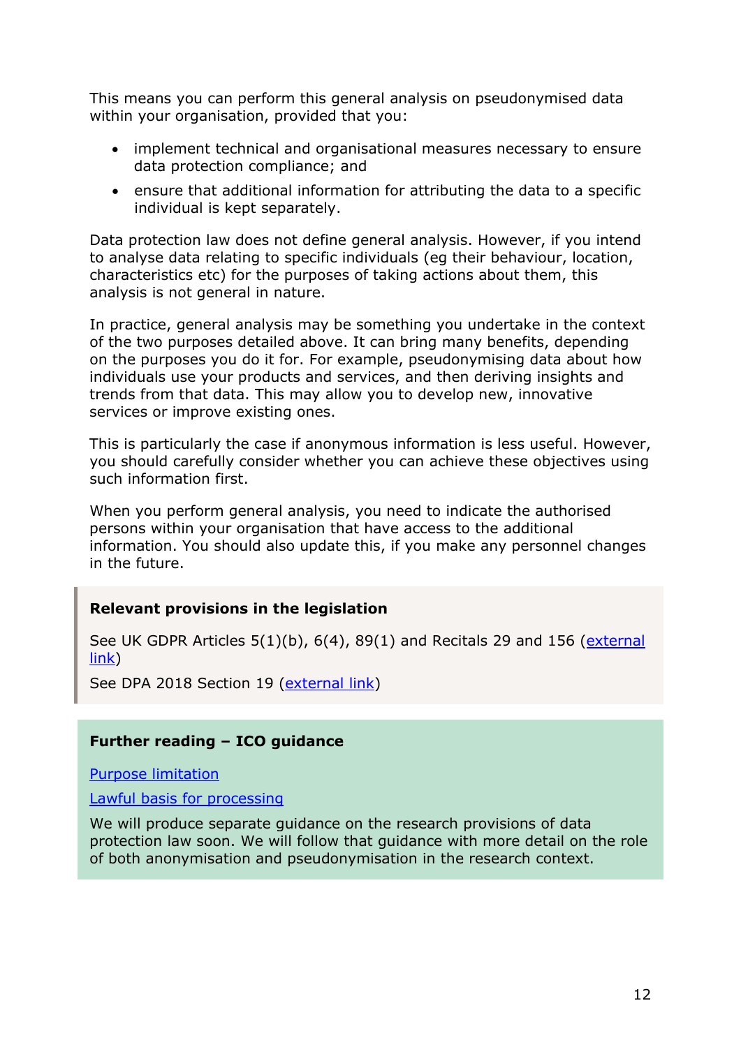This means you can perform this general analysis on pseudonymised data within your organisation, provided that you:

- implement technical and organisational measures necessary to ensure data protection compliance; and
- ensure that additional information for attributing the data to a specific individual is kept separately.

Data protection law does not define general analysis. However, if you intend to analyse data relating to specific individuals (eg their behaviour, location, characteristics etc) for the purposes of taking actions about them, this analysis is not general in nature.

In practice, general analysis may be something you undertake in the context of the two purposes detailed above. It can bring many benefits, depending on the purposes you do it for. For example, pseudonymising data about how individuals use your products and services, and then deriving insights and trends from that data. This may allow you to develop new, innovative services or improve existing ones.

This is particularly the case if anonymous information is less useful. However, you should carefully consider whether you can achieve these objectives using such information first.

When you perform general analysis, you need to indicate the authorised persons within your organisation that have access to the additional information. You should also update this, if you make any personnel changes in the future.

**Relevant provisions in the legislation**

See UK GDPR Articles 5(1)(b), 6(4), 89(1) and Recitals 29 and 156 (external link)

See DPA 2018 Section 19 (external link)

**Further reading – ICO guidance**

Purpose limitation

Lawful basis for processing

We will produce separate guidance on the research provisions of data protection law soon. We will follow that guidance with more detail on the role of both anonymisation and pseudonymisation in the research context.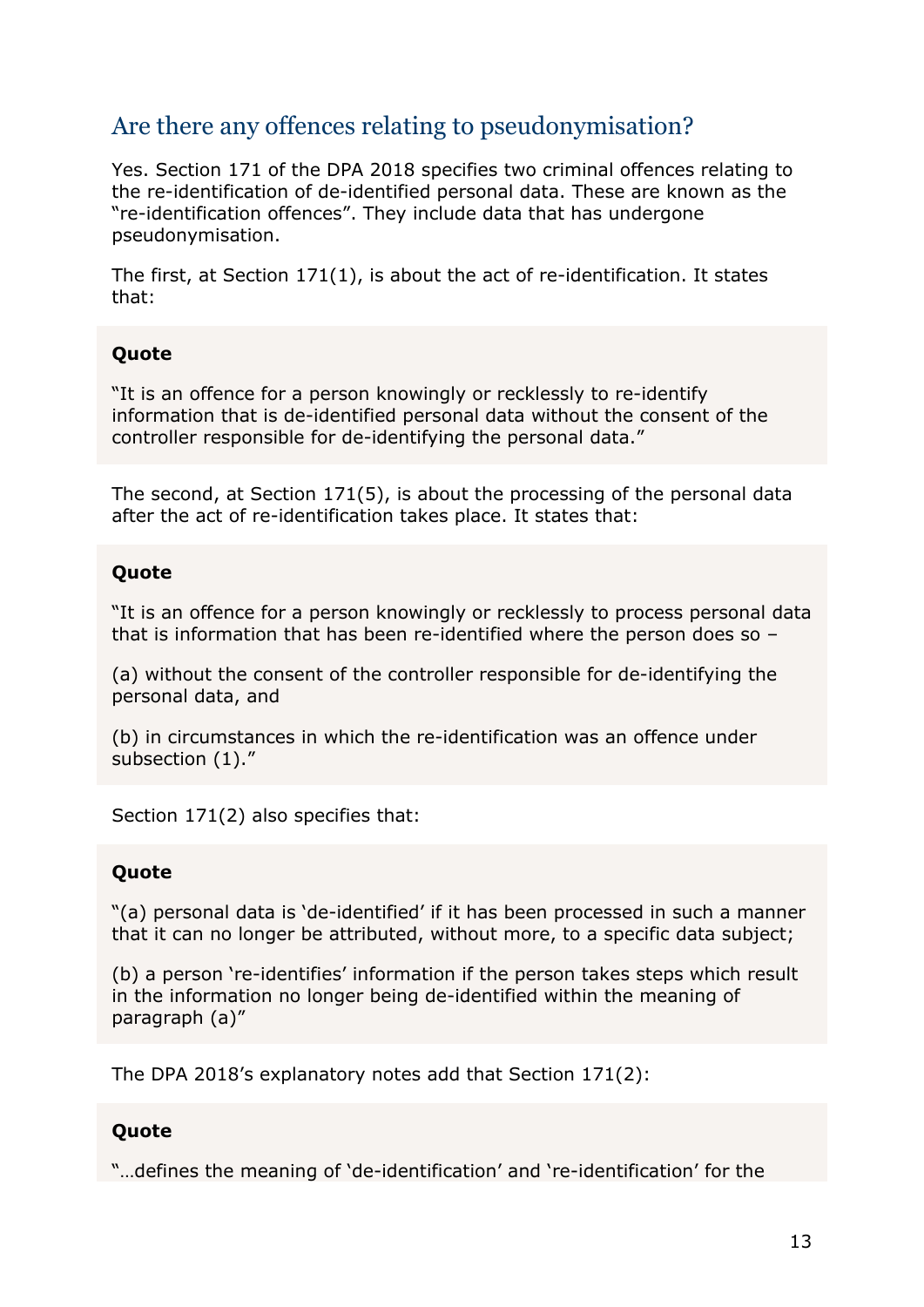## Are there any offences relating to pseudonymisation?

Yes. Section 171 of the DPA 2018 specifies two criminal offences relating to the re-identification of de-identified personal data. These are known as the "re-identification offences". They include data that has undergone pseudonymisation.

The first, at Section 171(1), is about the act of re-identification. It states that:

> **Quote**
>
> "It is an offence for a person knowingly or recklessly to re-identify information that is de-identified personal data without the consent of the controller responsible for de-identifying the personal data."

The second, at Section 171(5), is about the processing of the personal data after the act of re-identification takes place. It states that:

> **Quote**
>
> "It is an offence for a person knowingly or recklessly to process personal data that is information that has been re-identified where the person does so –
>
> (a) without the consent of the controller responsible for de-identifying the personal data, and
>
> (b) in circumstances in which the re-identification was an offence under subsection (1)."

Section 171(2) also specifies that:

> **Quote**
>
> "(a) personal data is 'de-identified' if it has been processed in such a manner that it can no longer be attributed, without more, to a specific data subject;
>
> (b) a person 're-identifies' information if the person takes steps which result in the information no longer being de-identified within the meaning of paragraph (a)"

The DPA 2018's explanatory notes add that Section 171(2):

> **Quote**
>
> "…defines the meaning of 'de-identification' and 're-identification' for the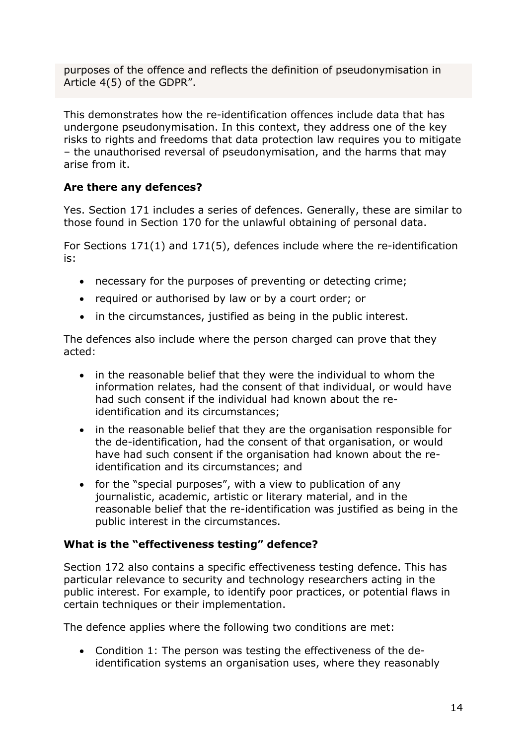purposes of the offence and reflects the definition of pseudonymisation in Article 4(5) of the GDPR".

This demonstrates how the re-identification offences include data that has undergone pseudonymisation. In this context, they address one of the key risks to rights and freedoms that data protection law requires you to mitigate – the unauthorised reversal of pseudonymisation, and the harms that may arise from it.

**Are there any defences?**

Yes. Section 171 includes a series of defences. Generally, these are similar to those found in Section 170 for the unlawful obtaining of personal data.

For Sections 171(1) and 171(5), defences include where the re-identification is:

- necessary for the purposes of preventing or detecting crime;
- required or authorised by law or by a court order; or
- in the circumstances, justified as being in the public interest.

The defences also include where the person charged can prove that they acted:

- in the reasonable belief that they were the individual to whom the information relates, had the consent of that individual, or would have had such consent if the individual had known about the re-identification and its circumstances;
- in the reasonable belief that they are the organisation responsible for the de-identification, had the consent of that organisation, or would have had such consent if the organisation had known about the re-identification and its circumstances; and
- for the "special purposes", with a view to publication of any journalistic, academic, artistic or literary material, and in the reasonable belief that the re-identification was justified as being in the public interest in the circumstances.

**What is the "effectiveness testing" defence?**

Section 172 also contains a specific effectiveness testing defence. This has particular relevance to security and technology researchers acting in the public interest. For example, to identify poor practices, or potential flaws in certain techniques or their implementation.

The defence applies where the following two conditions are met:

- Condition 1: The person was testing the effectiveness of the de-identification systems an organisation uses, where they reasonably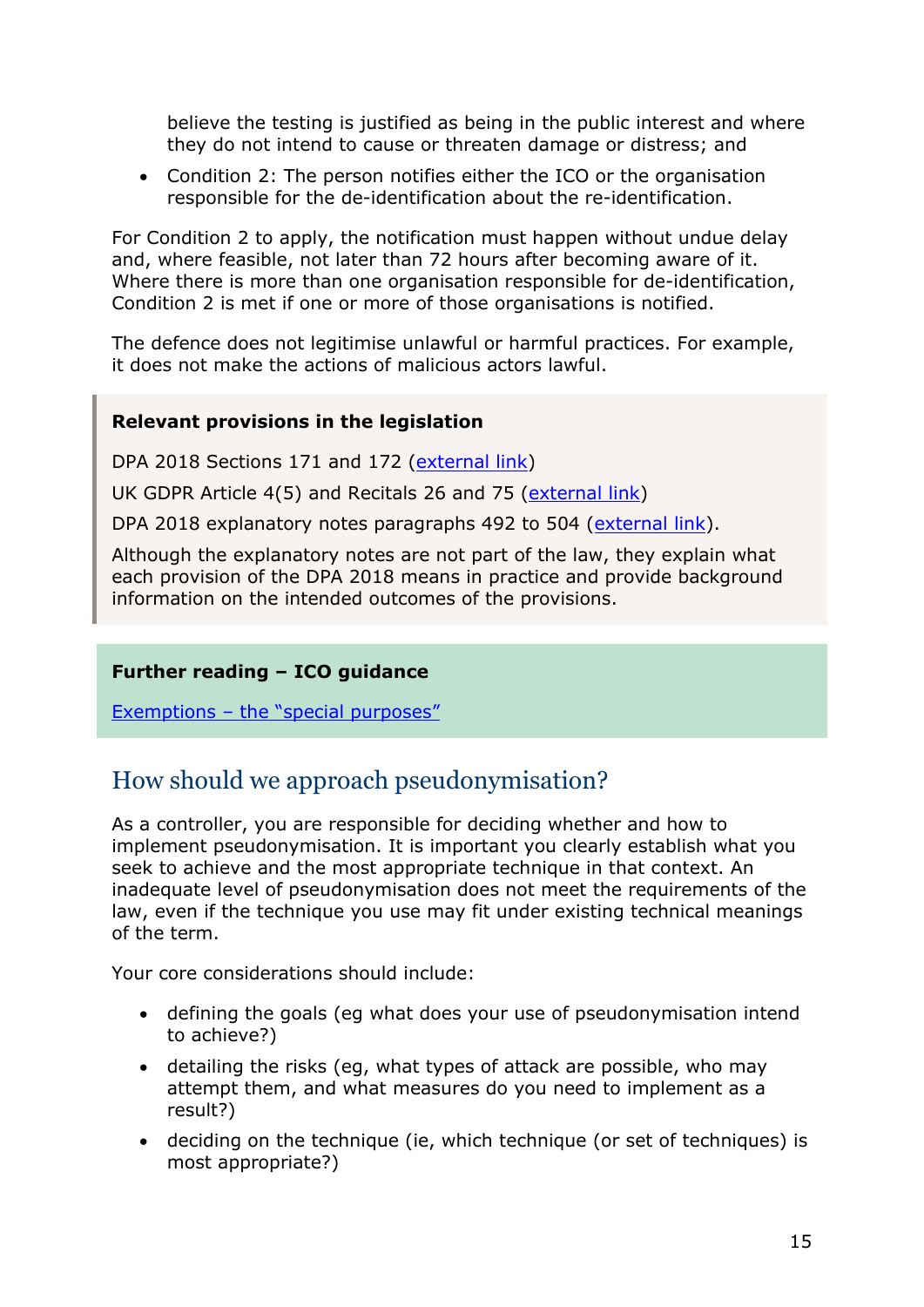believe the testing is justified as being in the public interest and where they do not intend to cause or threaten damage or distress; and

- Condition 2: The person notifies either the ICO or the organisation responsible for the de-identification about the re-identification.

For Condition 2 to apply, the notification must happen without undue delay and, where feasible, not later than 72 hours after becoming aware of it. Where there is more than one organisation responsible for de-identification, Condition 2 is met if one or more of those organisations is notified.

The defence does not legitimise unlawful or harmful practices. For example, it does not make the actions of malicious actors lawful.

**Relevant provisions in the legislation**

DPA 2018 Sections 171 and 172 (external link)

UK GDPR Article 4(5) and Recitals 26 and 75 (external link)

DPA 2018 explanatory notes paragraphs 492 to 504 (external link).

Although the explanatory notes are not part of the law, they explain what each provision of the DPA 2018 means in practice and provide background information on the intended outcomes of the provisions.

**Further reading – ICO guidance**

Exemptions – the "special purposes"

## How should we approach pseudonymisation?

As a controller, you are responsible for deciding whether and how to implement pseudonymisation. It is important you clearly establish what you seek to achieve and the most appropriate technique in that context. An inadequate level of pseudonymisation does not meet the requirements of the law, even if the technique you use may fit under existing technical meanings of the term.

Your core considerations should include:

- defining the goals (eg what does your use of pseudonymisation intend to achieve?)
- detailing the risks (eg, what types of attack are possible, who may attempt them, and what measures do you need to implement as a result?)
- deciding on the technique (ie, which technique (or set of techniques) is most appropriate?)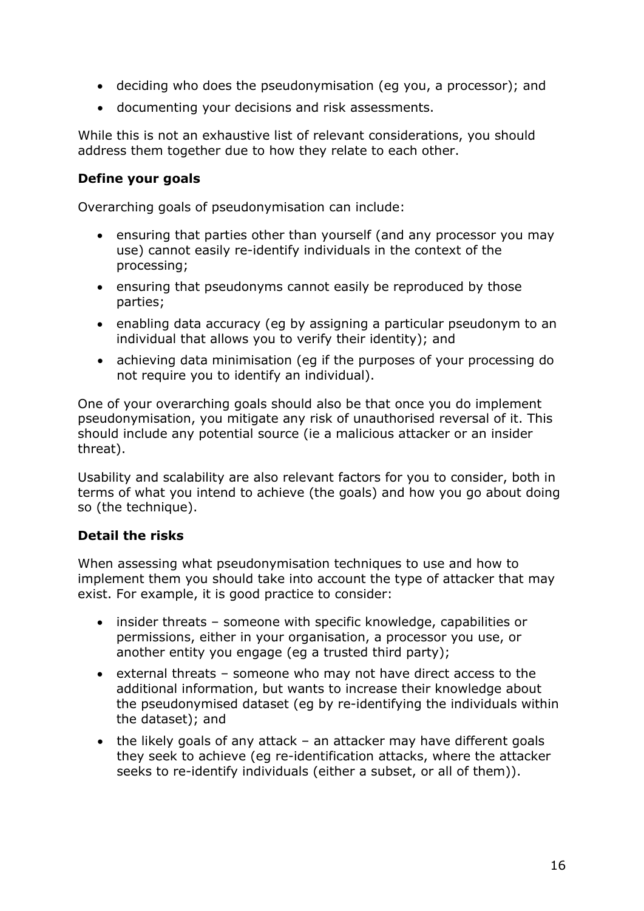- deciding who does the pseudonymisation (eg you, a processor); and
- documenting your decisions and risk assessments.

While this is not an exhaustive list of relevant considerations, you should address them together due to how they relate to each other.

**Define your goals**

Overarching goals of pseudonymisation can include:

- ensuring that parties other than yourself (and any processor you may use) cannot easily re-identify individuals in the context of the processing;
- ensuring that pseudonyms cannot easily be reproduced by those parties;
- enabling data accuracy (eg by assigning a particular pseudonym to an individual that allows you to verify their identity); and
- achieving data minimisation (eg if the purposes of your processing do not require you to identify an individual).

One of your overarching goals should also be that once you do implement pseudonymisation, you mitigate any risk of unauthorised reversal of it. This should include any potential source (ie a malicious attacker or an insider threat).

Usability and scalability are also relevant factors for you to consider, both in terms of what you intend to achieve (the goals) and how you go about doing so (the technique).

**Detail the risks**

When assessing what pseudonymisation techniques to use and how to implement them you should take into account the type of attacker that may exist. For example, it is good practice to consider:

- insider threats – someone with specific knowledge, capabilities or permissions, either in your organisation, a processor you use, or another entity you engage (eg a trusted third party);
- external threats – someone who may not have direct access to the additional information, but wants to increase their knowledge about the pseudonymised dataset (eg by re-identifying the individuals within the dataset); and
- the likely goals of any attack – an attacker may have different goals they seek to achieve (eg re-identification attacks, where the attacker seeks to re-identify individuals (either a subset, or all of them)).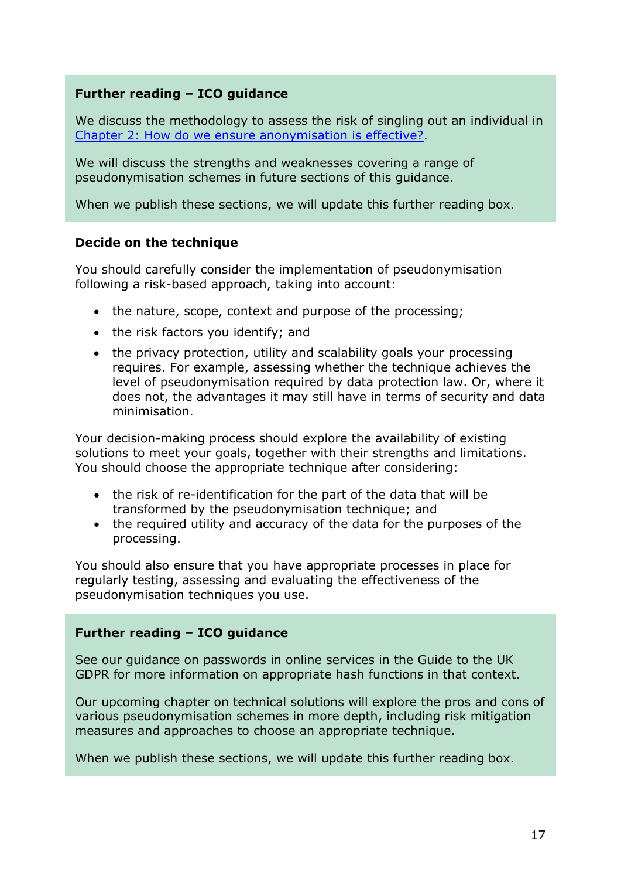**Further reading – ICO guidance**

We discuss the methodology to assess the risk of singling out an individual in [Chapter 2: How do we ensure anonymisation is effective?](#).

We will discuss the strengths and weaknesses covering a range of pseudonymisation schemes in future sections of this guidance.

When we publish these sections, we will update this further reading box.

### Decide on the technique

You should carefully consider the implementation of pseudonymisation following a risk-based approach, taking into account:

- the nature, scope, context and purpose of the processing;
- the risk factors you identify; and
- the privacy protection, utility and scalability goals your processing requires. For example, assessing whether the technique achieves the level of pseudonymisation required by data protection law. Or, where it does not, the advantages it may still have in terms of security and data minimisation.

Your decision-making process should explore the availability of existing solutions to meet your goals, together with their strengths and limitations. You should choose the appropriate technique after considering:

- the risk of re-identification for the part of the data that will be transformed by the pseudonymisation technique; and
- the required utility and accuracy of the data for the purposes of the processing.

You should also ensure that you have appropriate processes in place for regularly testing, assessing and evaluating the effectiveness of the pseudonymisation techniques you use.

**Further reading – ICO guidance**

See our guidance on passwords in online services in the Guide to the UK GDPR for more information on appropriate hash functions in that context.

Our upcoming chapter on technical solutions will explore the pros and cons of various pseudonymisation schemes in more depth, including risk mitigation measures and approaches to choose an appropriate technique.

When we publish these sections, we will update this further reading box.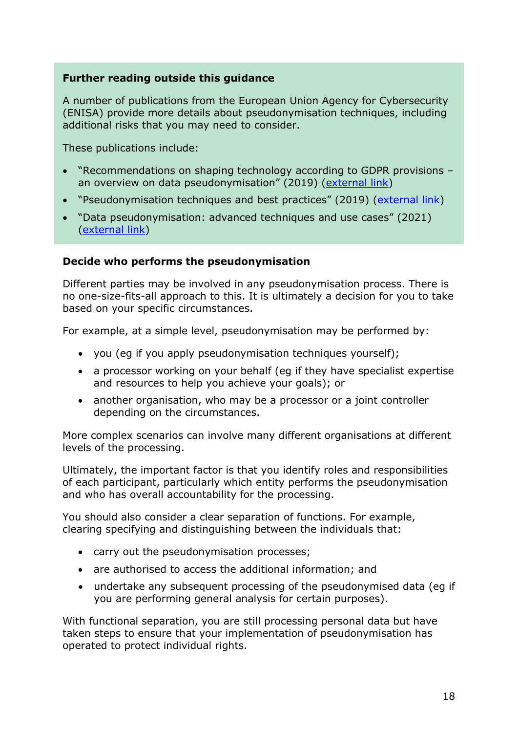**Further reading outside this guidance**

A number of publications from the European Union Agency for Cybersecurity (ENISA) provide more details about pseudonymisation techniques, including additional risks that you may need to consider.

These publications include:

- "Recommendations on shaping technology according to GDPR provisions – an overview on data pseudonymisation" (2019) (external link)
- "Pseudonymisation techniques and best practices" (2019) (external link)
- "Data pseudonymisation: advanced techniques and use cases" (2021) (external link)

**Decide who performs the pseudonymisation**

Different parties may be involved in any pseudonymisation process. There is no one-size-fits-all approach to this. It is ultimately a decision for you to take based on your specific circumstances.

For example, at a simple level, pseudonymisation may be performed by:

- you (eg if you apply pseudonymisation techniques yourself);
- a processor working on your behalf (eg if they have specialist expertise and resources to help you achieve your goals); or
- another organisation, who may be a processor or a joint controller depending on the circumstances.

More complex scenarios can involve many different organisations at different levels of the processing.

Ultimately, the important factor is that you identify roles and responsibilities of each participant, particularly which entity performs the pseudonymisation and who has overall accountability for the processing.

You should also consider a clear separation of functions. For example, clearing specifying and distinguishing between the individuals that:

- carry out the pseudonymisation processes;
- are authorised to access the additional information; and
- undertake any subsequent processing of the pseudonymised data (eg if you are performing general analysis for certain purposes).

With functional separation, you are still processing personal data but have taken steps to ensure that your implementation of pseudonymisation has operated to protect individual rights.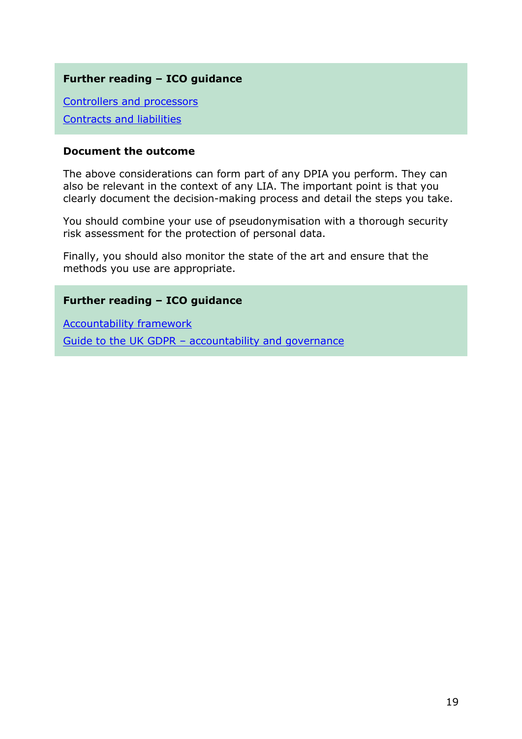**Further reading – ICO guidance**

Controllers and processors

Contracts and liabilities

**Document the outcome**

The above considerations can form part of any DPIA you perform. They can also be relevant in the context of any LIA. The important point is that you clearly document the decision-making process and detail the steps you take.

You should combine your use of pseudonymisation with a thorough security risk assessment for the protection of personal data.

Finally, you should also monitor the state of the art and ensure that the methods you use are appropriate.

**Further reading – ICO guidance**

Accountability framework

Guide to the UK GDPR – accountability and governance